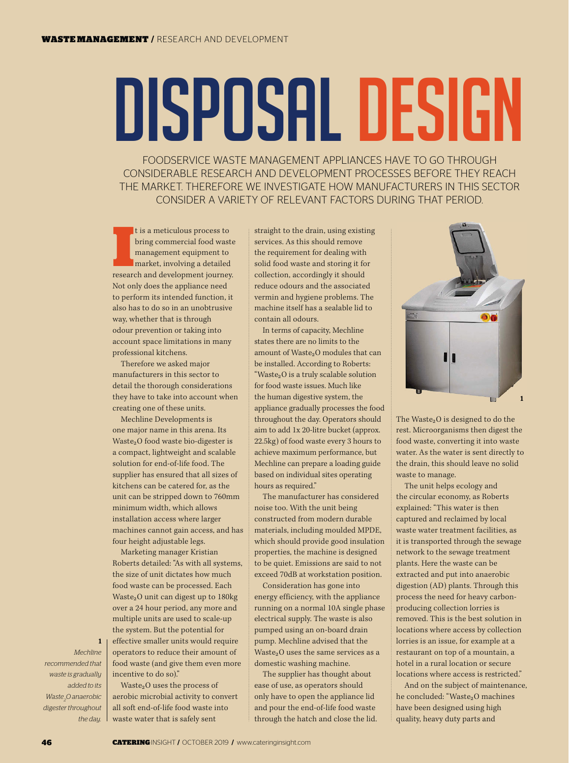# DISPOSAL DESIGN

FOODSERVICE WASTE MANAGEMENT APPLIANCES HAVE TO GO THROUGH CONSIDERABLE RESEARCH AND DEVELOPMENT PROCESSES BEFORE THEY REACH THE MARKET. THEREFORE WE INVESTIGATE HOW MANUFACTURERS IN THIS SECTOR CONSIDER A VARIETY OF RELEVANT FACTORS DURING THAT PERIOD.

It is a meticulous process to bring commercial food waste management equipment to market, involving a detailed research and development journey. Not only does the appliance need to perform its intended function, it also has to do so in an unobtrusive way, whether that is through odour prevention or taking into account space limitations in many professional kitchens.

Therefore we asked major manufacturers in this sector to detail the thorough considerations they have to take into account when creating one of these units.

Mechline Developments is one major name in this arena. Its Waste$_2$O food waste bio-digester is a compact, lightweight and scalable solution for end-of-life food. The supplier has ensured that all sizes of kitchens can be catered for, as the unit can be stripped down to 760mm minimum width, which allows installation access where larger machines cannot gain access, and has four height adjustable legs.

Marketing manager Kristian Roberts detailed: "As with all systems, the size of unit dictates how much food waste can be processed. Each Waste$_2$O unit can digest up to 180kg over a 24 hour period, any more and multiple units are used to scale-up the system. But the potential for effective smaller units would require operators to reduce their amount of food waste (and give them even more incentive to do so)."

Waste$_2$O uses the process of aerobic microbial activity to convert all soft end-of-life food waste into waste water that is safely sent straight to the drain, using existing services. As this should remove the requirement for dealing with solid food waste and storing it for collection, accordingly it should reduce odours and the associated vermin and hygiene problems. The machine itself has a sealable lid to contain all odours.

In terms of capacity, Mechline states there are no limits to the amount of Waste$_2$O modules that can be installed. According to Roberts: "Waste$_2$O is a truly scalable solution for food waste issues. Much like the human digestive system, the appliance gradually processes the food throughout the day. Operators should aim to add 1x 20-litre bucket (approx. 22.5kg) of food waste every 3 hours to achieve maximum performance, but Mechline can prepare a loading guide based on individual sites operating hours as required."

The manufacturer has considered noise too. With the unit being constructed from modern durable materials, including moulded MPDE, which should provide good insulation properties, the machine is designed to be quiet. Emissions are said to not exceed 70dB at workstation position.

Consideration has gone into energy efficiency, with the appliance running on a normal 10A single phase electrical supply. The waste is also pumped using an on-board drain pump. Mechline advised that the Waste$_2$O uses the same services as a domestic washing machine.

The supplier has thought about ease of use, as operators should only have to open the appliance lid and pour the end-of-life food waste through the hatch and close the lid. The Waste$_2$O is designed to do the rest. Microorganisms then digest the food waste, converting it into waste water. As the water is sent directly to the drain, this should leave no solid waste to manage.

The unit helps ecology and the circular economy, as Roberts explained: "This water is then captured and reclaimed by local waste water treatment facilities, as it is transported through the sewage network to the sewage treatment plants. Here the waste can be extracted and put into anaerobic digestion (AD) plants. Through this process the need for heavy carbon-producing collection lorries is removed. This is the best solution in locations where access by collection lorries is an issue, for example at a restaurant on top of a mountain, a hotel in a rural location or secure locations where access is restricted."

And on the subject of maintenance, he concluded: "Waste$_2$O machines have been designed using high quality, heavy duty parts and

1 *Mechline recommended that waste is gradually added to its Waste$_2$O anaerobic digester throughout the day.*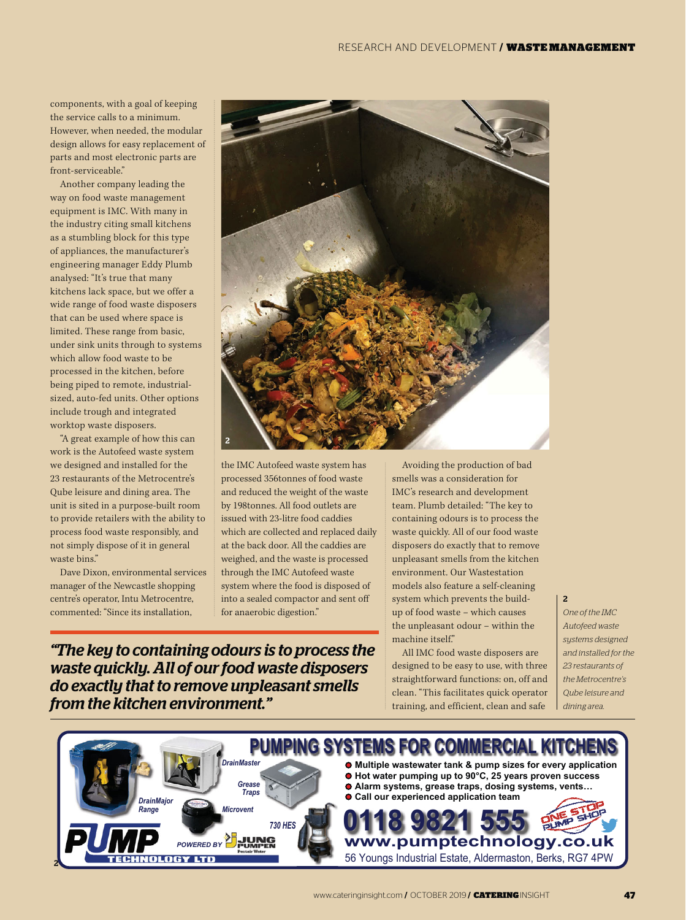components, with a goal of keeping the service calls to a minimum. However, when needed, the modular design allows for easy replacement of parts and most electronic parts are front-serviceable."

Another company leading the way on food waste management equipment is IMC. With many in the industry citing small kitchens as a stumbling block for this type of appliances, the manufacturer's engineering manager Eddy Plumb analysed: "It's true that many kitchens lack space, but we offer a wide range of food waste disposers that can be used where space is limited. These range from basic, under sink units through to systems which allow food waste to be processed in the kitchen, before being piped to remote, industrial-sized, auto-fed units. Other options include trough and integrated worktop waste disposers.

"A great example of how this can work is the Autofeed waste system we designed and installed for the 23 restaurants of the Metrocentre's Qube leisure and dining area. The unit is sited in a purpose-built room to provide retailers with the ability to process food waste responsibly, and not simply dispose of it in general waste bins."

Dave Dixon, environmental services manager of the Newcastle shopping centre's operator, Intu Metrocentre, commented: "Since its installation, the IMC Autofeed waste system has processed 356tonnes of food waste and reduced the weight of the waste by 198tonnes. All food outlets are issued with 23-litre food caddies which are collected and replaced daily at the back door. All the caddies are weighed, and the waste is processed through the IMC Autofeed waste system where the food is disposed of into a sealed compactor and sent off for anaerobic digestion."

*"The key to containing odours is to process the waste quickly. All of our food waste disposers do exactly that to remove unpleasant smells from the kitchen environment."*

Avoiding the production of bad smells was a consideration for IMC's research and development team. Plumb detailed: "The key to containing odours is to process the waste quickly. All of our food waste disposers do exactly that to remove unpleasant smells from the kitchen environment. Our Wastestation models also feature a self-cleaning system which prevents the build-up of food waste – which causes the unpleasant odour – within the machine itself."

All IMC food waste disposers are designed to be easy to use, with three straightforward functions: on, off and clean. "This facilitates quick operator training, and efficient, clean and safe

**2**
*One of the IMC Autofeed waste systems designed and installed for the 23 restaurants of the Metrocentre's Qube leisure and dining area.*

**PUMPING SYSTEMS FOR COMMERCIAL KITCHENS**

- Multiple wastewater tank & pump sizes for every application
- Hot water pumping up to 90°C, 25 years proven success
- Alarm systems, grease traps, dosing systems, vents…
- Call our experienced application team

DrainMaster · Grease Traps · DrainMajor Range · Microvent · 730 HES

PUMP TECHNOLOGY LTD — POWERED BY JUNG PUMPEN

**0118 9821 555**
**www.pumptechnology.co.uk**
56 Youngs Industrial Estate, Aldermaston, Berks, RG7 4PW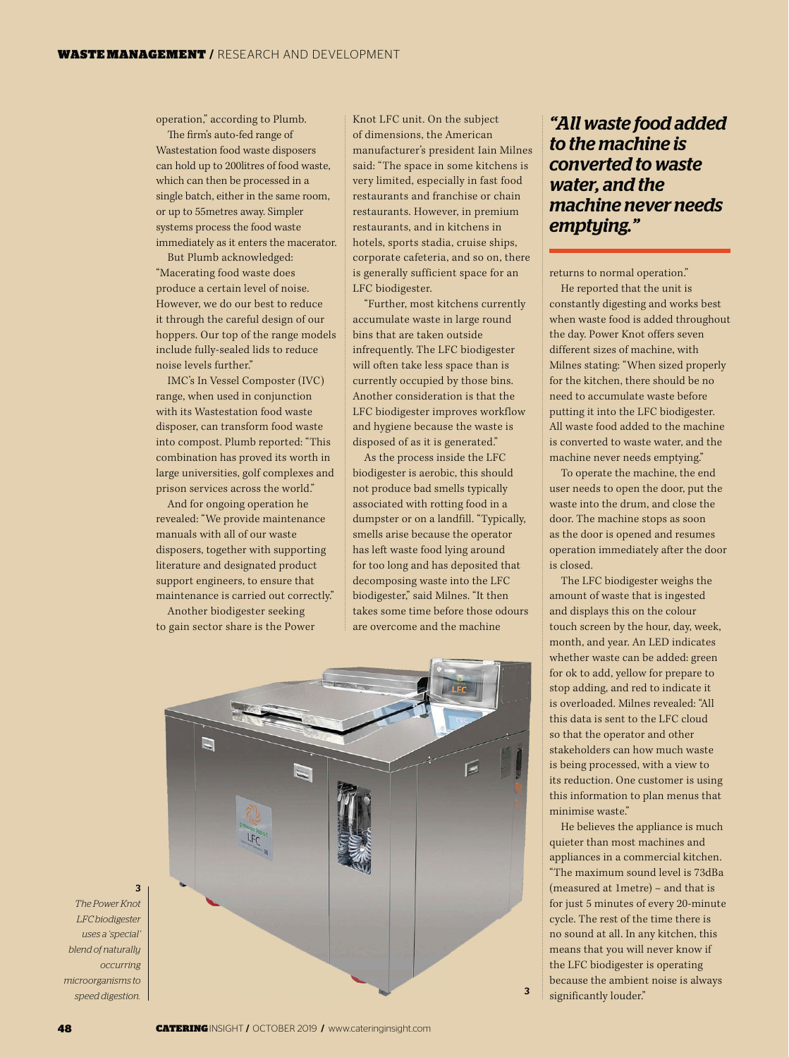operation," according to Plumb.

The firm's auto-fed range of Wastestation food waste disposers can hold up to 200litres of food waste, which can then be processed in a single batch, either in the same room, or up to 55metres away. Simpler systems process the food waste immediately as it enters the macerator.

But Plumb acknowledged: "Macerating food waste does produce a certain level of noise. However, we do our best to reduce it through the careful design of our hoppers. Our top of the range models include fully-sealed lids to reduce noise levels further."

IMC's In Vessel Composter (IVC) range, when used in conjunction with its Wastestation food waste disposer, can transform food waste into compost. Plumb reported: "This combination has proved its worth in large universities, golf complexes and prison services across the world."

And for ongoing operation he revealed: "We provide maintenance manuals with all of our waste disposers, together with supporting literature and designated product support engineers, to ensure that maintenance is carried out correctly."

Another biodigester seeking to gain sector share is the Power Knot LFC unit. On the subject of dimensions, the American manufacturer's president Iain Milnes said: "The space in some kitchens is very limited, especially in fast food restaurants and franchise or chain restaurants. However, in premium restaurants, and in kitchens in hotels, sports stadia, cruise ships, corporate cafeteria, and so on, there is generally sufficient space for an LFC biodigester.

"Further, most kitchens currently accumulate waste in large round bins that are taken outside infrequently. The LFC biodigester will often take less space than is currently occupied by those bins. Another consideration is that the LFC biodigester improves workflow and hygiene because the waste is disposed of as it is generated."

As the process inside the LFC biodigester is aerobic, this should not produce bad smells typically associated with rotting food in a dumpster or on a landfill. "Typically, smells arise because the operator has left waste food lying around for too long and has deposited that decomposing waste into the LFC biodigester," said Milnes. "It then takes some time before those odours are overcome and the machine returns to normal operation."

***"All waste food added to the machine is converted to waste water, and the machine never needs emptying."***

He reported that the unit is constantly digesting and works best when waste food is added throughout the day. Power Knot offers seven different sizes of machine, with Milnes stating: "When sized properly for the kitchen, there should be no need to accumulate waste before putting it into the LFC biodigester. All waste food added to the machine is converted to waste water, and the machine never needs emptying."

To operate the machine, the end user needs to open the door, put the waste into the drum, and close the door. The machine stops as soon as the door is opened and resumes operation immediately after the door is closed.

The LFC biodigester weighs the amount of waste that is ingested and displays this on the colour touch screen by the hour, day, week, month, and year. An LED indicates whether waste can be added: green for ok to add, yellow for prepare to stop adding, and red to indicate it is overloaded. Milnes revealed: "All this data is sent to the LFC cloud so that the operator and other stakeholders can how much waste is being processed, with a view to its reduction. One customer is using this information to plan menus that minimise waste."

He believes the appliance is much quieter than most machines and appliances in a commercial kitchen. "The maximum sound level is 73dBa (measured at 1metre) – and that is for just 5 minutes of every 20-minute cycle. The rest of the time there is no sound at all. In any kitchen, this means that you will never know if the LFC biodigester is operating because the ambient noise is always significantly louder."

3
*The Power Knot LFC biodigester uses a 'special' blend of naturally occurring microorganisms to speed digestion.*